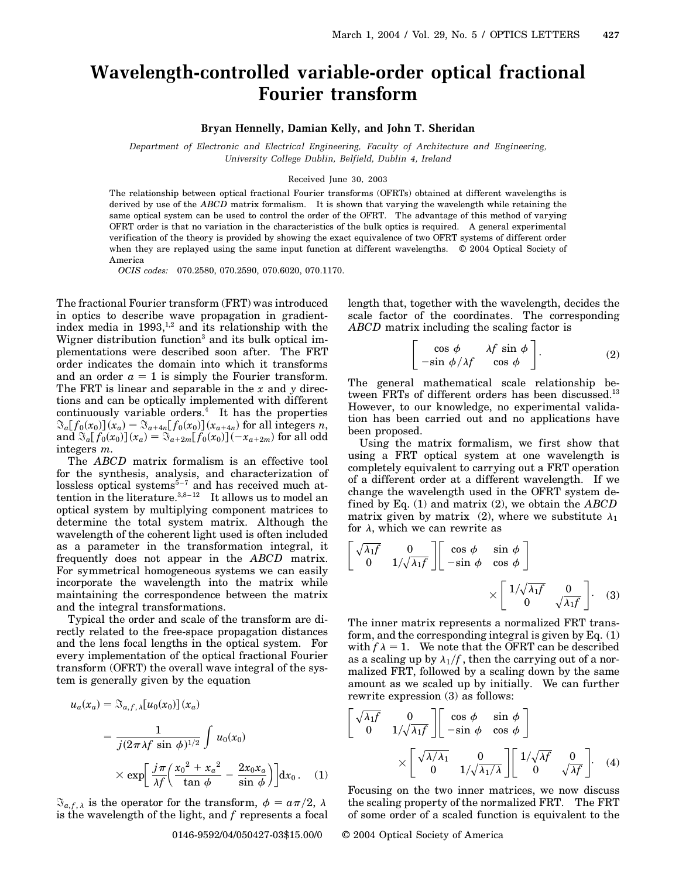# Wavelength-controlled variable-order optical fractional Fourier transform

**Bryan Hennelly, Damian Kelly, and John T. Sheridan**

*Department of Electronic and Electrical Engineering, Faculty of Architecture and Engineering, University College Dublin, Belfield, Dublin 4, Ireland*

Received June 30, 2003

The relationship between optical fractional Fourier transforms (OFRTs) obtained at different wavelengths is derived by use of the *ABCD* matrix formalism. It is shown that varying the wavelength while retaining the same optical system can be used to control the order of the OFRT. The advantage of this method of varying OFRT order is that no variation in the characteristics of the bulk optics is required. A general experimental verification of the theory is provided by showing the exact equivalence of two OFRT systems of different order when they are replayed using the same input function at different wavelengths. © 2004 Optical Society of America

*OCIS codes:* 070.2580, 070.2590, 070.6020, 070.1170.

The fractional Fourier transform (FRT) was introduced in optics to describe wave propagation in gradient-index media in 1993,[1,2] and its relationship with the Wigner distribution function[3] and its bulk optical implementations were described soon after. The FRT order indicates the domain into which it transforms and an order $a = 1$ is simply the Fourier transform. The FRT is linear and separable in the $x$ and $y$ directions and can be optically implemented with different continuously variable orders.[4] It has the properties $\mathfrak{I}_a[f_0(x_0)](x_a) = \mathfrak{I}_{a+4n}[f_0(x_0)](x_{a+4n})$ for all integers $n$, and $\mathfrak{I}_a[f_0(x_0)](x_a) = \mathfrak{I}_{a+2m}[f_0(x_0)](-x_{a+2m})$ for all odd integers $m$.

The *ABCD* matrix formalism is an effective tool for the synthesis, analysis, and characterization of lossless optical systems[5–7] and has received much attention in the literature.[3,8–12] It allows us to model an optical system by multiplying component matrices to determine the total system matrix. Although the wavelength of the coherent light used is often included as a parameter in the transformation integral, it frequently does not appear in the *ABCD* matrix. For symmetrical homogeneous systems we can easily incorporate the wavelength into the matrix while maintaining the correspondence between the matrix and the integral transformations.

Typical the order and scale of the transform are directly related to the free-space propagation distances and the lens focal lengths in the optical system. For every implementation of the optical fractional Fourier transform (OFRT) the overall wave integral of the system is generally given by the equation

$$u_a(x_a) = \mathfrak{I}_{a,f,\lambda}[u_0(x_0)](x_a) = \frac{1}{j(2\pi\lambda f \sin\phi)^{1/2}} \int u_0(x_0) \times \exp\left[\frac{j\pi}{\lambda f}\left(\frac{{x_0}^2 + {x_a}^2}{\tan\phi} - \frac{2x_0 x_a}{\sin\phi}\right)\right] dx_0 \,. \quad (1)$$

$\mathfrak{I}_{a,f,\lambda}$ is the operator for the transform, $\phi = a\pi/2$, $\lambda$ is the wavelength of the light, and $f$ represents a focal length that, together with the wavelength, decides the scale factor of the coordinates. The corresponding *ABCD* matrix including the scaling factor is

$$\begin{bmatrix} \cos\phi & \lambda f \sin\phi \\ -\sin\phi/\lambda f & \cos\phi \end{bmatrix}. \quad (2)$$

The general mathematical scale relationship between FRTs of different orders has been discussed.[13] However, to our knowledge, no experimental validation has been carried out and no applications have been proposed.

Using the matrix formalism, we first show that using a FRT optical system at one wavelength is completely equivalent to carrying out a FRT operation of a different order at a different wavelength. If we change the wavelength used in the OFRT system defined by Eq. (1) and matrix (2), we obtain the *ABCD* matrix given by matrix (2), where we substitute $\lambda_1$ for $\lambda$, which we can rewrite as

$$\begin{bmatrix} \sqrt{\lambda_1 f} & 0 \\ 0 & 1/\sqrt{\lambda_1 f} \end{bmatrix} \begin{bmatrix} \cos\phi & \sin\phi \\ -\sin\phi & \cos\phi \end{bmatrix} \times \begin{bmatrix} 1/\sqrt{\lambda_1 f} & 0 \\ 0 & \sqrt{\lambda_1 f} \end{bmatrix}. \quad (3)$$

The inner matrix represents a normalized FRT transform, and the corresponding integral is given by Eq. (1) with $f\lambda = 1$. We note that the OFRT can be described as a scaling up by $\lambda_1/f$, then the carrying out of a normalized FRT, followed by a scaling down by the same amount as we scaled up by initially. We can further rewrite expression (3) as follows:

$$\begin{bmatrix} \sqrt{\lambda_1 f} & 0 \\ 0 & 1/\sqrt{\lambda_1 f} \end{bmatrix} \begin{bmatrix} \cos\phi & \sin\phi \\ -\sin\phi & \cos\phi \end{bmatrix} \times \begin{bmatrix} \sqrt{\lambda/\lambda_1} & 0 \\ 0 & 1/\sqrt{\lambda_1/\lambda} \end{bmatrix} \begin{bmatrix} 1/\sqrt{\lambda f} & 0 \\ 0 & \sqrt{\lambda f} \end{bmatrix}. \quad (4)$$

Focusing on the two inner matrices, we now discuss the scaling property of the normalized FRT. The FRT of some order of a scaled function is equivalent to the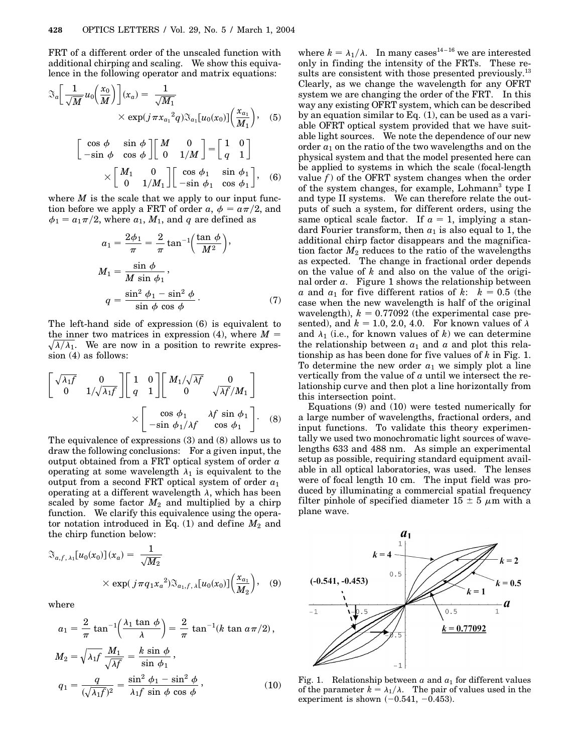FRT of a different order of the unscaled function with additional chirping and scaling. We show this equivalence in the following operator and matrix equations:

$$\Im_a\left[\frac{1}{\sqrt{M}}u_0\left(\frac{x_0}{M}\right)\right](x_a) = \frac{1}{\sqrt{M_1}} \times \exp(j\pi {x_{a_1}}^2 q)\Im_{a_1}[u_0(x_0)]\left(\frac{x_{a_1}}{M_1}\right), \quad (5)$$

$$\begin{bmatrix} \cos\phi & \sin\phi \\ -\sin\phi & \cos\phi \end{bmatrix}\begin{bmatrix} M & 0 \\ 0 & 1/M \end{bmatrix} = \begin{bmatrix} 1 & 0 \\ q & 1 \end{bmatrix} \times \begin{bmatrix} M_1 & 0 \\ 0 & 1/M_1 \end{bmatrix}\begin{bmatrix} \cos\phi_1 & \sin\phi_1 \\ -\sin\phi_1 & \cos\phi_1 \end{bmatrix}, \quad (6)$$

where $M$ is the scale that we apply to our input function before we apply a FRT of order $a$, $\phi = a\pi/2$, and $\phi_1 = a_1\pi/2$, where $a_1$, $M_1$, and $q$ are defined as

$$a_1 = \frac{2\phi_1}{\pi} = \frac{2}{\pi}\tan^{-1}\left(\frac{\tan\phi}{M^2}\right),$$

$$M_1 = \frac{\sin\phi}{M\sin\phi_1},$$

$$q = \frac{\sin^2\phi_1 - \sin^2\phi}{\sin\phi\cos\phi}. \quad (7)$$

The left-hand side of expression (6) is equivalent to the inner two matrices in expression (4), where $M = \sqrt{\lambda/\lambda_1}$. We are now in a position to rewrite expression (4) as follows:

$$\begin{bmatrix} \sqrt{\lambda_1 f} & 0 \\ 0 & 1/\sqrt{\lambda_1 f} \end{bmatrix}\begin{bmatrix} 1 & 0 \\ q & 1 \end{bmatrix}\begin{bmatrix} M_1/\sqrt{\lambda f} & 0 \\ 0 & \sqrt{\lambda f}/M_1 \end{bmatrix} \times \begin{bmatrix} \cos\phi_1 & \lambda f\sin\phi_1 \\ -\sin\phi_1/\lambda f & \cos\phi_1 \end{bmatrix}. \quad (8)$$

The equivalence of expressions (3) and (8) allows us to draw the following conclusions: For a given input, the output obtained from a FRT optical system of order $a$ operating at some wavelength $\lambda_1$ is equivalent to the output from a second FRT optical system of order $a_1$ operating at a different wavelength $\lambda$, which has been scaled by some factor $M_2$ and multiplied by a chirp function. We clarify this equivalence using the operator notation introduced in Eq. (1) and define $M_2$ and the chirp function below:

$$\Im_{a,f,\lambda_1}[u_0(x_0)](x_a) = \frac{1}{\sqrt{M_2}} \times \exp(j\pi q_1 {x_a}^2)\Im_{a_1,f,\lambda}[u_0(x_0)]\left(\frac{x_{a_1}}{M_2}\right), \quad (9)$$

where

$$a_1 = \frac{2}{\pi}\tan^{-1}\left(\frac{\lambda_1\tan\phi}{\lambda}\right) = \frac{2}{\pi}\tan^{-1}(k\tan a\pi/2),$$

$$M_2 = \sqrt{\lambda_1 f}\,\frac{M_1}{\sqrt{\lambda f}} = \frac{k\sin\phi}{\sin\phi_1},$$

$$q_1 = \frac{q}{(\sqrt{\lambda_1 f})^2} = \frac{\sin^2\phi_1 - \sin^2\phi}{\lambda_1 f\sin\phi\cos\phi}, \quad (10)$$

where $k = \lambda_1/\lambda$. In many cases[14–16] we are interested only in finding the intensity of the FRTs. These results are consistent with those presented previously.[13] Clearly, as we change the wavelength for any OFRT system we are changing the order of the FRT. In this way any existing OFRT system, which can be described by an equation similar to Eq. (1), can be used as a variable OFRT optical system provided that we have suitable light sources. We note the dependence of our new order $a_1$ on the ratio of the two wavelengths and on the physical system and that the model presented here can be applied to systems in which the scale (focal-length value $f$) of the OFRT system changes when the order of the system changes, for example, Lohmann[3] type I and type II systems. We can therefore relate the outputs of such a system, for different orders, using the same optical scale factor. If $a = 1$, implying a standard Fourier transform, then $a_1$ is also equal to 1, the additional chirp factor disappears and the magnification factor $M_2$ reduces to the ratio of the wavelengths as expected. The change in fractional order depends on the value of $k$ and also on the value of the original order $a$. Figure 1 shows the relationship between $a$ and $a_1$ for five different ratios of $k$: $k = 0.5$ (the case when the new wavelength is half of the original wavelength), $k = 0.77092$ (the experimental case presented), and $k = 1.0$, 2.0, 4.0. For known values of $\lambda$ and $\lambda_1$ (i.e., for known values of $k$) we can determine the relationship between $a_1$ and $a$ and plot this relationship as has been done for five values of $k$ in Fig. 1. To determine the new order $a_1$ we simply plot a line vertically from the value of $a$ until we intersect the relationship curve and then plot a line horizontally from this intersection point.

Equations (9) and (10) were tested numerically for a large number of wavelengths, fractional orders, and input functions. To validate this theory experimentally we used two monochromatic light sources of wavelengths 633 and 488 nm. As simple an experimental setup as possible, requiring standard equipment available in all optical laboratories, was used. The lenses were of focal length 10 cm. The input field was produced by illuminating a commercial spatial frequency filter pinhole of specified diameter 15 ± 5 μm with a plane wave.

Fig. 1. Relationship between $a$ and $a_1$ for different values of the parameter $k = \lambda_1/\lambda$. The pair of values used in the experiment is shown (−0.541, −0.453).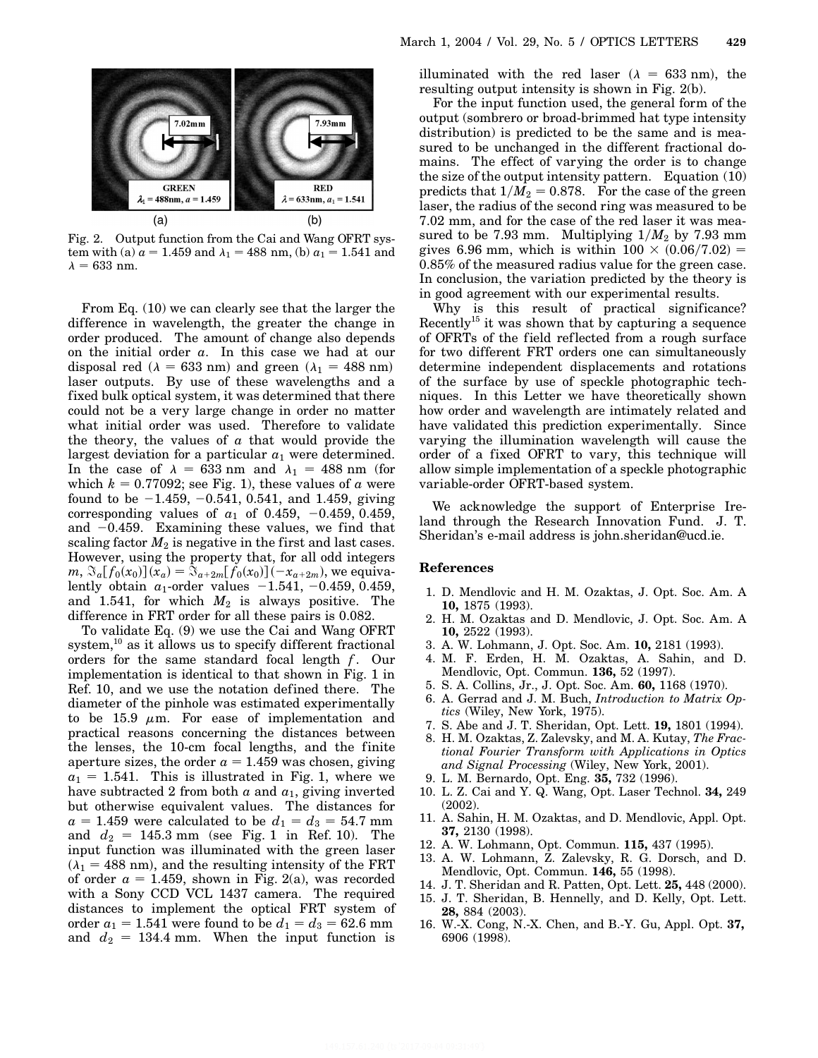GREEN

$\lambda_1 = 488\text{nm}, a = 1.459$

7.02mm

(a)

RED

$\lambda = 633\text{nm}, a_1 = 1.541$

7.93mm

(b)

Fig. 2. Output function from the Cai and Wang OFRT system with (a) $a = 1.459$ and $\lambda_1 = 488$ nm, (b) $a_1 = 1.541$ and $\lambda = 633$ nm.

From Eq. (10) we can clearly see that the larger the difference in wavelength, the greater the change in order produced. The amount of change also depends on the initial order $a$. In this case we had at our disposal red ($\lambda = 633$ nm) and green ($\lambda_1 = 488$ nm) laser outputs. By use of these wavelengths and a fixed bulk optical system, it was determined that there could not be a very large change in order no matter what initial order was used. Therefore to validate the theory, the values of $a$ that would provide the largest deviation for a particular $a_1$ were determined. In the case of $\lambda = 633$ nm and $\lambda_1 = 488$ nm (for which $k = 0.77092$; see Fig. 1), these values of $a$ were found to be $-1.459$, $-0.541$, 0.541, and 1.459, giving corresponding values of $a_1$ of 0.459, $-0.459$, 0.459, and $-0.459$. Examining these values, we find that scaling factor $M_2$ is negative in the first and last cases. However, using the property that, for all odd integers $m$, $\Im_a[f_0(x_0)](x_a) = \Im_{a+2m}[f_0(x_0)](-x_{a+2m})$, we equivalently obtain $a_1$-order values $-1.541$, $-0.459$, 0.459, and 1.541, for which $M_2$ is always positive. The difference in FRT order for all these pairs is 0.082.

To validate Eq. (9) we use the Cai and Wang OFRT system,[10] as it allows us to specify different fractional orders for the same standard focal length $f$. Our implementation is identical to that shown in Fig. 1 in Ref. 10, and we use the notation defined there. The diameter of the pinhole was estimated experimentally to be 15.9 $\mu$m. For ease of implementation and practical reasons concerning the distances between the lenses, the 10-cm focal lengths, and the finite aperture sizes, the order $a = 1.459$ was chosen, giving $a_1 = 1.541$. This is illustrated in Fig. 1, where we have subtracted 2 from both $a$ and $a_1$, giving inverted but otherwise equivalent values. The distances for $a = 1.459$ were calculated to be $d_1 = d_3 = 54.7$ mm and $d_2 = 145.3$ mm (see Fig. 1 in Ref. 10). The input function was illuminated with the green laser ($\lambda_1 = 488$ nm), and the resulting intensity of the FRT of order $a = 1.459$, shown in Fig. 2(a), was recorded with a Sony CCD VCL 1437 camera. The required distances to implement the optical FRT system of order $a_1 = 1.541$ were found to be $d_1 = d_3 = 62.6$ mm and $d_2 = 134.4$ mm. When the input function is illuminated with the red laser ($\lambda = 633$ nm), the resulting output intensity is shown in Fig. 2(b).

For the input function used, the general form of the output (sombrero or broad-brimmed hat type intensity distribution) is predicted to be the same and is measured to be unchanged in the different fractional domains. The effect of varying the order is to change the size of the output intensity pattern. Equation (10) predicts that $1/M_2 = 0.878$. For the case of the green laser, the radius of the second ring was measured to be 7.02 mm, and for the case of the red laser it was measured to be 7.93 mm. Multiplying $1/M_2$ by 7.93 mm gives 6.96 mm, which is within $100 \times (0.06/7.02) = 0.85\%$ of the measured radius value for the green case. In conclusion, the variation predicted by the theory is in good agreement with our experimental results.

Why is this result of practical significance? Recently[15] it was shown that by capturing a sequence of OFRTs of the field reflected from a rough surface for two different FRT orders one can simultaneously determine independent displacements and rotations of the surface by use of speckle photographic techniques. In this Letter we have theoretically shown how order and wavelength are intimately related and have validated this prediction experimentally. Since varying the illumination wavelength will cause the order of a fixed OFRT to vary, this technique will allow simple implementation of a speckle photographic variable-order OFRT-based system.

We acknowledge the support of Enterprise Ireland through the Research Innovation Fund. J. T. Sheridan's e-mail address is john.sheridan@ucd.ie.

## References

1. D. Mendlovic and H. M. Ozaktas, J. Opt. Soc. Am. A **10,** 1875 (1993).
2. H. M. Ozaktas and D. Mendlovic, J. Opt. Soc. Am. A **10,** 2522 (1993).
3. A. W. Lohmann, J. Opt. Soc. Am. **10,** 2181 (1993).
4. M. F. Erden, H. M. Ozaktas, A. Sahin, and D. Mendlovic, Opt. Commun. **136,** 52 (1997).
5. S. A. Collins, Jr., J. Opt. Soc. Am. **60,** 1168 (1970).
6. A. Gerrad and J. M. Buch, *Introduction to Matrix Optics* (Wiley, New York, 1975).
7. S. Abe and J. T. Sheridan, Opt. Lett. **19,** 1801 (1994).
8. H. M. Ozaktas, Z. Zalevsky, and M. A. Kutay, *The Fractional Fourier Transform with Applications in Optics and Signal Processing* (Wiley, New York, 2001).
9. L. M. Bernardo, Opt. Eng. **35,** 732 (1996).
10. L. Z. Cai and Y. Q. Wang, Opt. Laser Technol. **34,** 249 (2002).
11. A. Sahin, H. M. Ozaktas, and D. Mendlovic, Appl. Opt. **37,** 2130 (1998).
12. A. W. Lohmann, Opt. Commun. **115,** 437 (1995).
13. A. W. Lohmann, Z. Zalevsky, R. G. Dorsch, and D. Mendlovic, Opt. Commun. **146,** 55 (1998).
14. J. T. Sheridan and R. Patten, Opt. Lett. **25,** 448 (2000).
15. J. T. Sheridan, B. Hennelly, and D. Kelly, Opt. Lett. **28,** 884 (2003).
16. W.-X. Cong, N.-X. Chen, and B.-Y. Gu, Appl. Opt. **37,** 6906 (1998).